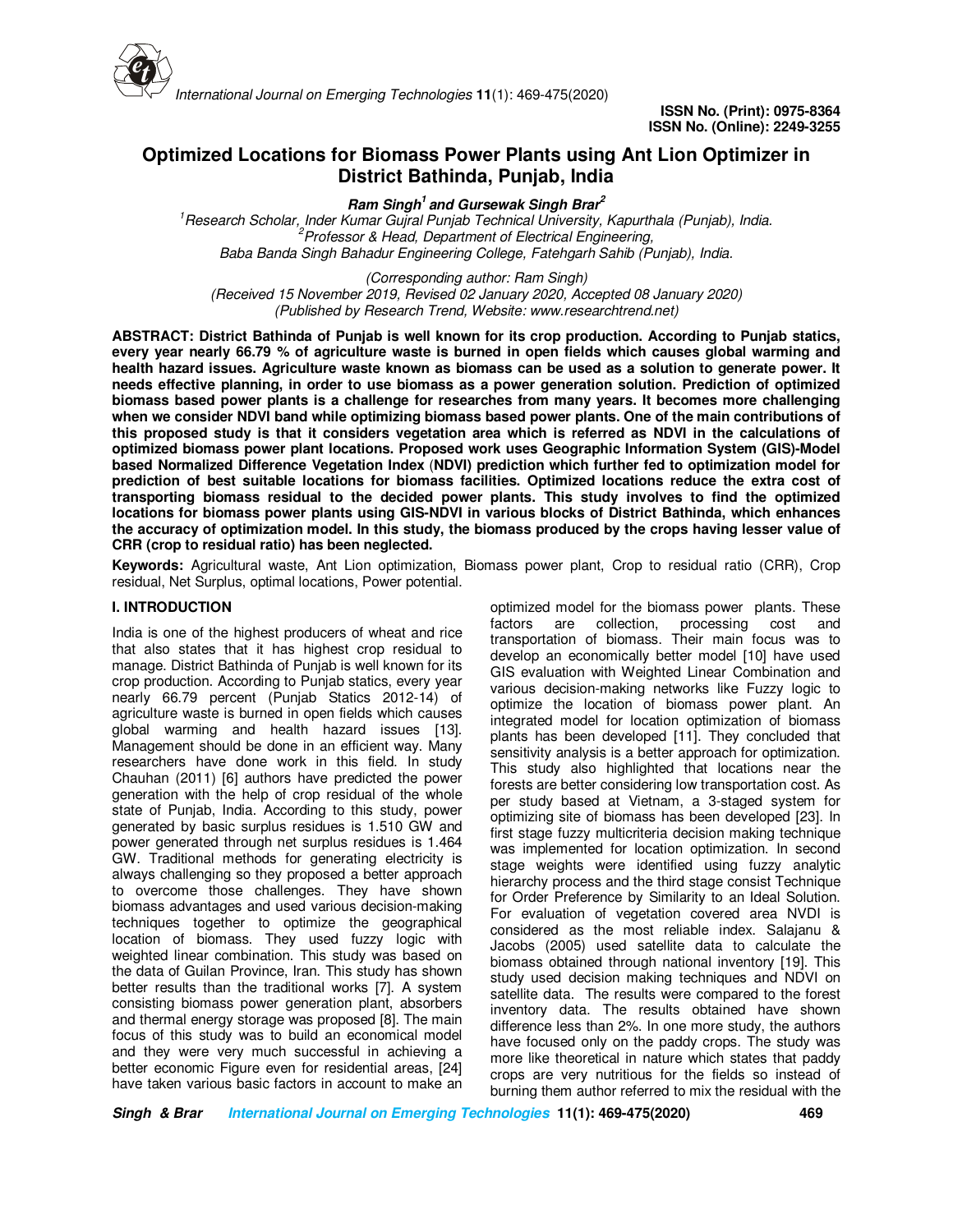# Optimized Locations for Biomass Power Plants using Ant Lion Optimizer in District Bathinda, Punjab, India

**Ram Singh[1] and Gursewak Singh Brar[2]**

[1]Research Scholar, Inder Kumar Gujral Punjab Technical University, Kapurthala (Punjab), India.
[2]Professor & Head, Department of Electrical Engineering,
Baba Banda Singh Bahadur Engineering College, Fatehgarh Sahib (Punjab), India.

(Corresponding author: Ram Singh)
(Received 15 November 2019, Revised 02 January 2020, Accepted 08 January 2020)
(Published by Research Trend, Website: www.researchtrend.net)

**ABSTRACT: District Bathinda of Punjab is well known for its crop production. According to Punjab statics, every year nearly 66.79 % of agriculture waste is burned in open fields which causes global warming and health hazard issues. Agriculture waste known as biomass can be used as a solution to generate power. It needs effective planning, in order to use biomass as a power generation solution. Prediction of optimized biomass based power plants is a challenge for researches from many years. It becomes more challenging when we consider NDVI band while optimizing biomass based power plants. One of the main contributions of this proposed study is that it considers vegetation area which is referred as NDVI in the calculations of optimized biomass power plant locations. Proposed work uses Geographic Information System (GIS)-Model based Normalized Difference Vegetation Index (NDVI) prediction which further fed to optimization model for prediction of best suitable locations for biomass facilities. Optimized locations reduce the extra cost of transporting biomass residual to the decided power plants. This study involves to find the optimized locations for biomass power plants using GIS-NDVI in various blocks of District Bathinda, which enhances the accuracy of optimization model. In this study, the biomass produced by the crops having lesser value of CRR (crop to residual ratio) has been neglected.**

**Keywords:** Agricultural waste, Ant Lion optimization, Biomass power plant, Crop to residual ratio (CRR), Crop residual, Net Surplus, optimal locations, Power potential.

## I. INTRODUCTION

India is one of the highest producers of wheat and rice that also states that it has highest crop residual to manage. District Bathinda of Punjab is well known for its crop production. According to Punjab statics, every year nearly 66.79 percent (Punjab Statics 2012-14) of agriculture waste is burned in open fields which causes global warming and health hazard issues [13]. Management should be done in an efficient way. Many researchers have done work in this field. In study Chauhan (2011) [6] authors have predicted the power generation with the help of crop residual of the whole state of Punjab, India. According to this study, power generated by basic surplus residues is 1.510 GW and power generated through net surplus residues is 1.464 GW. Traditional methods for generating electricity is always challenging so they proposed a better approach to overcome those challenges. They have shown biomass advantages and used various decision-making techniques together to optimize the geographical location of biomass. They used fuzzy logic with weighted linear combination. This study was based on the data of Guilan Province, Iran. This study has shown better results than the traditional works [7]. A system consisting biomass power generation plant, absorbers and thermal energy storage was proposed [8]. The main focus of this study was to build an economical model and they were very much successful in achieving a better economic Figure even for residential areas, [24] have taken various basic factors in account to make an optimized model for the biomass power plants. These factors are collection, processing cost and transportation of biomass. Their main focus was to develop an economically better model [10] have used GIS evaluation with Weighted Linear Combination and various decision-making networks like Fuzzy logic to optimize the location of biomass power plant. An integrated model for location optimization of biomass plants has been developed [11]. They concluded that sensitivity analysis is a better approach for optimization. This study also highlighted that locations near the forests are better considering low transportation cost. As per study based at Vietnam, a 3-staged system for optimizing site of biomass has been developed [23]. In first stage fuzzy multicriteria decision making technique was implemented for location optimization. In second stage weights were identified using fuzzy analytic hierarchy process and the third stage consist Technique for Order Preference by Similarity to an Ideal Solution. For evaluation of vegetation covered area NVDI is considered as the most reliable index. Salajanu & Jacobs (2005) used satellite data to calculate the biomass obtained through national inventory [19]. This study used decision making techniques and NDVI on satellite data. The results were compared to the forest inventory data. The results obtained have shown difference less than 2%. In one more study, the authors have focused only on the paddy crops. The study was more like theoretical in nature which states that paddy crops are very nutritious for the fields so instead of burning them author referred to mix the residual with the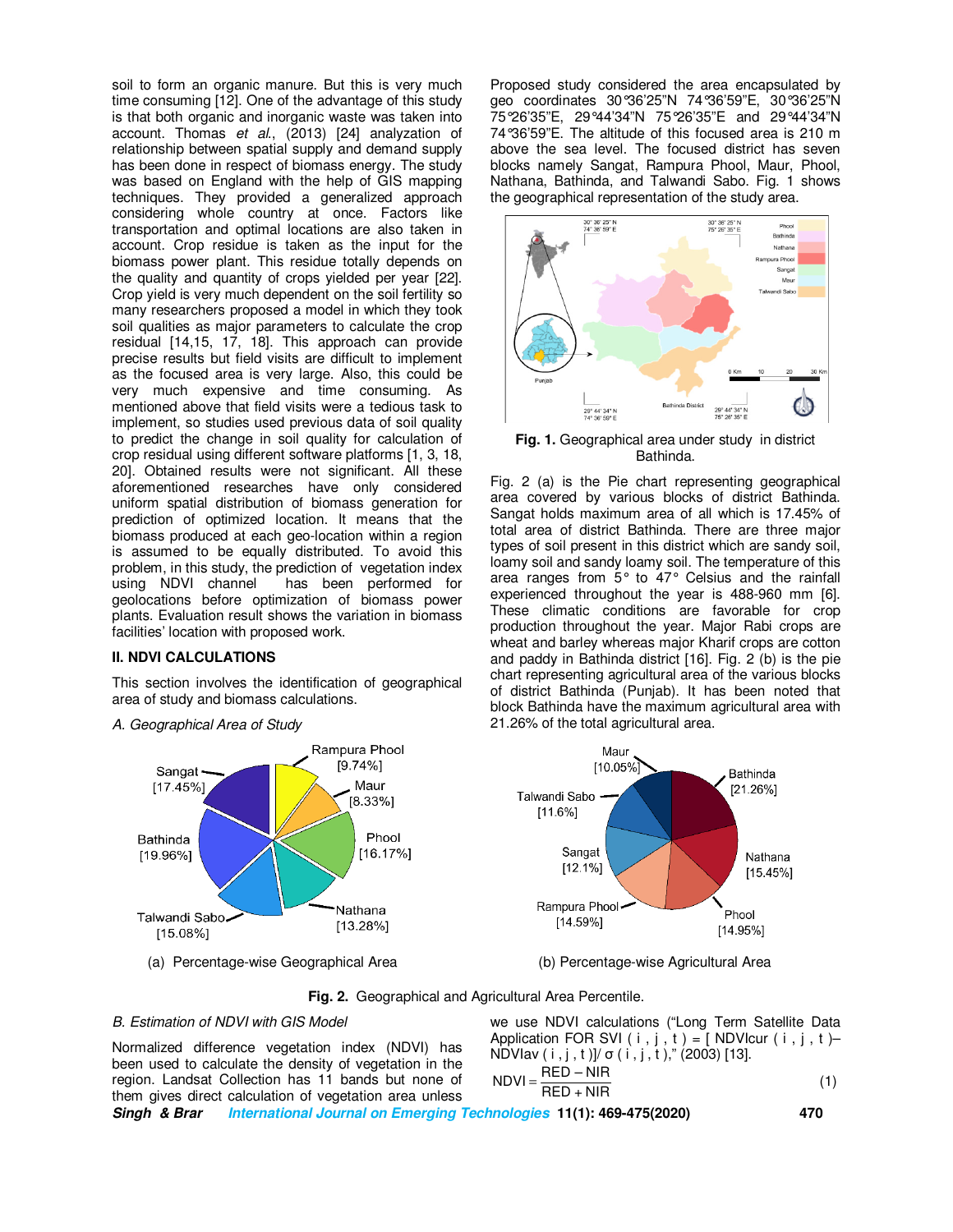soil to form an organic manure. But this is very much time consuming [12]. One of the advantage of this study is that both organic and inorganic waste was taken into account. Thomas *et al.*, (2013) [24] analyzation of relationship between spatial supply and demand supply has been done in respect of biomass energy. The study was based on England with the help of GIS mapping techniques. They provided a generalized approach considering whole country at once. Factors like transportation and optimal locations are also taken in account. Crop residue is taken as the input for the biomass power plant. This residue totally depends on the quality and quantity of crops yielded per year [22]. Crop yield is very much dependent on the soil fertility so many researchers proposed a model in which they took soil qualities as major parameters to calculate the crop residual [14,15, 17, 18]. This approach can provide precise results but field visits are difficult to implement as the focused area is very large. Also, this could be very much expensive and time consuming. As mentioned above that field visits were a tedious task to implement, so studies used previous data of soil quality to predict the change in soil quality for calculation of crop residual using different software platforms [1, 3, 18, 20]. Obtained results were not significant. All these aforementioned researches have only considered uniform spatial distribution of biomass generation for prediction of optimized location. It means that the biomass produced at each geo-location within a region is assumed to be equally distributed. To avoid this problem, in this study, the prediction of vegetation index using NDVI channel has been performed for geolocations before optimization of biomass power plants. Evaluation result shows the variation in biomass facilities' location with proposed work.

## II. NDVI CALCULATIONS

This section involves the identification of geographical area of study and biomass calculations.

### *A. Geographical Area of Study*

Proposed study considered the area encapsulated by geo coordinates 30°36'25"N 74°36'59"E, 30°36'25"N 75°26'35"E, 29°44'34"N 75°26'35"E and 29°44'34"N 74°36'59"E. The altitude of this focused area is 210 m above the sea level. The focused district has seven blocks namely Sangat, Rampura Phool, Maur, Phool, Nathana, Bathinda, and Talwandi Sabo. Fig. 1 shows the geographical representation of the study area.

**Fig. 1.** Geographical area under study in district Bathinda.

Fig. 2 (a) is the Pie chart representing geographical area covered by various blocks of district Bathinda. Sangat holds maximum area of all which is 17.45% of total area of district Bathinda. There are three major types of soil present in this district which are sandy soil, loamy soil and sandy loamy soil. The temperature of this area ranges from 5° to 47° Celsius and the rainfall experienced throughout the year is 488-960 mm [6]. These climatic conditions are favorable for crop production throughout the year. Major Rabi crops are wheat and barley whereas major Kharif crops are cotton and paddy in Bathinda district [16]. Fig. 2 (b) is the pie chart representing agricultural area of the various blocks of district Bathinda (Punjab). It has been noted that block Bathinda have the maximum agricultural area with 21.26% of the total agricultural area.

(a) Percentage-wise Geographical Area

(b) Percentage-wise Agricultural Area

**Fig. 2.** Geographical and Agricultural Area Percentile.

### *B. Estimation of NDVI with GIS Model*

Normalized difference vegetation index (NDVI) has been used to calculate the density of vegetation in the region. Landsat Collection has 11 bands but none of them gives direct calculation of vegetation area unless we use NDVI calculations ("Long Term Satellite Data Application FOR SVI ( i , j , t ) = [ NDVIcur ( i , j , t )– NDVIav ( i , j , t )]/ σ ( i , j , t )," (2003) [13].

$$NDVI = \frac{RED - NIR}{RED + NIR} \tag{1}$$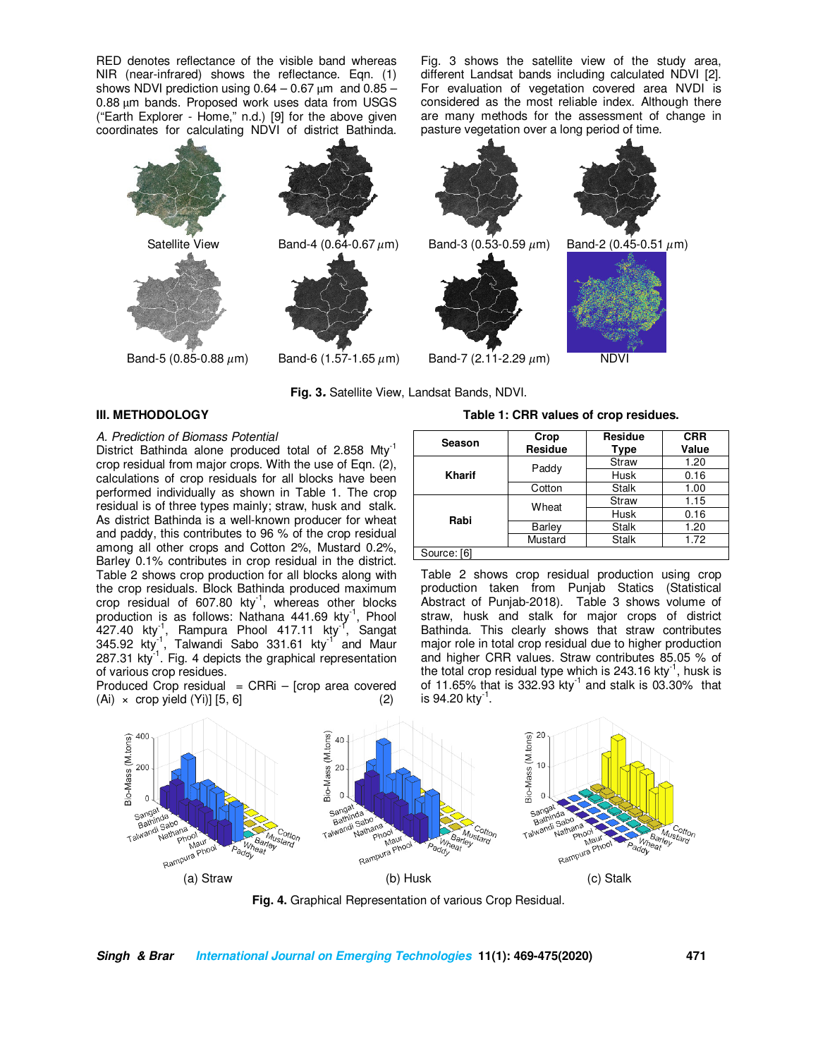RED denotes reflectance of the visible band whereas NIR (near-infrared) shows the reflectance. Eqn. (1) shows NDVI prediction using 0.64 – 0.67 μm and 0.85 – 0.88 μm bands. Proposed work uses data from USGS ("Earth Explorer - Home," n.d.) [9] for the above given coordinates for calculating NDVI of district Bathinda.

Fig. 3 shows the satellite view of the study area, different Landsat bands including calculated NDVI [2]. For evaluation of vegetation covered area NVDI is considered as the most reliable index. Although there are many methods for the assessment of change in pasture vegetation over a long period of time.

Satellite View | Band-4 (0.64-0.67 μm) | Band-3 (0.53-0.59 μm) | Band-2 (0.45-0.51 μm) | Band-5 (0.85-0.88 μm) | Band-6 (1.57-1.65 μm) | Band-7 (2.11-2.29 μm) | NDVI

**Fig. 3.** Satellite View, Landsat Bands, NDVI.

## III. METHODOLOGY

*A. Prediction of Biomass Potential*

District Bathinda alone produced total of 2.858 $Mty^{-1}$ crop residual from major crops. With the use of Eqn. (2), calculations of crop residuals for all blocks have been performed individually as shown in Table 1. The crop residual is of three types mainly; straw, husk and stalk. As district Bathinda is a well-known producer for wheat and paddy, this contributes to 96 % of the crop residual among all other crops and Cotton 2%, Mustard 0.2%, Barley 0.1% contributes in crop residual in the district. Table 2 shows crop production for all blocks along with the crop residuals. Block Bathinda produced maximum crop residual of 607.80 $kty^{-1}$, whereas other blocks production is as follows: Nathana 441.69 $kty^{-1}$, Phool 427.40 $kty^{-1}$, Rampura Phool 417.11 $kty^{-1}$, Sangat 345.92 $kty^{-1}$, Talwandi Sabo 331.61 $kty^{-1}$ and Maur 287.31 $kty^{-1}$. Fig. 4 depicts the graphical representation of various crop residues.

Produced Crop residual = CRRi – [crop area covered (Ai) × crop yield (Yi)] [5, 6] (2)

**Table 1: CRR values of crop residues.**

| Season | Crop Residue | Residue Type | CRR Value |
|---|---|---|---|
| Kharif | Paddy | Straw | 1.20 |
| | | Husk | 0.16 |
| | Cotton | Stalk | 1.00 |
| Rabi | Wheat | Straw | 1.15 |
| | | Husk | 0.16 |
| | Barley | Stalk | 1.20 |
| | Mustard | Stalk | 1.72 |

Source: [6]

Table 2 shows crop residual production using crop production taken from Punjab Statics (Statistical Abstract of Punjab-2018). Table 3 shows volume of straw, husk and stalk for major crops of district Bathinda. This clearly shows that straw contributes major role in total crop residual due to higher production and higher CRR values. Straw contributes 85.05 % of the total crop residual type which is 243.16 $kty^{-1}$, husk is of 11.65% that is 332.93 $kty^{-1}$ and stalk is 03.30% that is 94.20 $kty^{-1}$.

(a) Straw | (b) Husk | (c) Stalk

**Fig. 4.** Graphical Representation of various Crop Residual.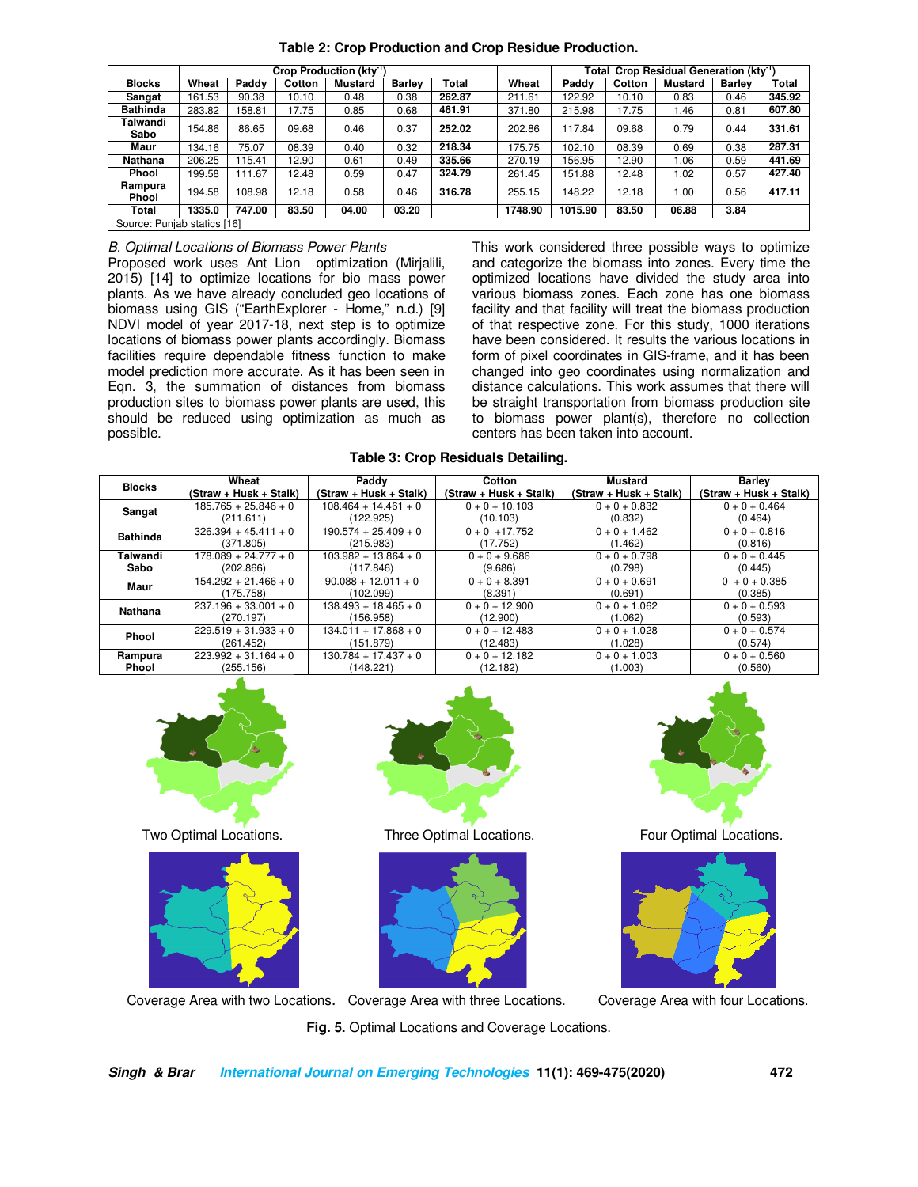**Table 2: Crop Production and Crop Residue Production.**

| Blocks | Crop Production (kty[-1]) | | | | | | Total Crop Residual Generation (kty[-1]) | | | | | |
|---|---|---|---|---|---|---|---|---|---|---|---|---|
| | Wheat | Paddy | Cotton | Mustard | Barley | Total | Wheat | Paddy | Cotton | Mustard | Barley | Total |
| **Sangat** | 161.53 | 90.38 | 10.10 | 0.48 | 0.38 | **262.87** | 211.61 | 122.92 | 10.10 | 0.83 | 0.46 | **345.92** |
| **Bathinda** | 283.82 | 158.81 | 17.75 | 0.85 | 0.68 | **461.91** | 371.80 | 215.98 | 17.75 | 1.46 | 0.81 | **607.80** |
| **Talwandi Sabo** | 154.86 | 86.65 | 09.68 | 0.46 | 0.37 | **252.02** | 202.86 | 117.84 | 09.68 | 0.79 | 0.44 | **331.61** |
| **Maur** | 134.16 | 75.07 | 08.39 | 0.40 | 0.32 | **218.34** | 175.75 | 102.10 | 08.39 | 0.69 | 0.38 | **287.31** |
| **Nathana** | 206.25 | 115.41 | 12.90 | 0.61 | 0.49 | **335.66** | 270.19 | 156.95 | 12.90 | 1.06 | 0.59 | **441.69** |
| **Phool** | 199.58 | 111.67 | 12.48 | 0.59 | 0.47 | **324.79** | 261.45 | 151.88 | 12.48 | 1.02 | 0.57 | **427.40** |
| **Rampura Phool** | 194.58 | 108.98 | 12.18 | 0.58 | 0.46 | **316.78** | 255.15 | 148.22 | 12.18 | 1.00 | 0.56 | **417.11** |
| **Total** | **1335.0** | **747.00** | **83.50** | **04.00** | **03.20** | | **1748.90** | **1015.90** | **83.50** | **06.88** | **3.84** | |

Source: Punjab statics [16]

*B. Optimal Locations of Biomass Power Plants*

Proposed work uses Ant Lion optimization (Mirjalili, 2015) [14] to optimize locations for bio mass power plants. As we have already concluded geo locations of biomass using GIS ("EarthExplorer - Home," n.d.) [9] NDVI model of year 2017-18, next step is to optimize locations of biomass power plants accordingly. Biomass facilities require dependable fitness function to make model prediction more accurate. As it has been seen in Eqn. 3, the summation of distances from biomass production sites to biomass power plants are used, this should be reduced using optimization as much as possible.

This work considered three possible ways to optimize and categorize the biomass into zones. Every time the optimized locations have divided the study area into various biomass zones. Each zone has one biomass facility and that facility will treat the biomass production of that respective zone. For this study, 1000 iterations have been considered. It results the various locations in form of pixel coordinates in GIS-frame, and it has been changed into geo coordinates using normalization and distance calculations. This work assumes that there will be straight transportation from biomass production site to biomass power plant(s), therefore no collection centers has been taken into account.

**Table 3: Crop Residuals Detailing.**

| Blocks | Wheat (Straw + Husk + Stalk) | Paddy (Straw + Husk + Stalk) | Cotton (Straw + Husk + Stalk) | Mustard (Straw + Husk + Stalk) | Barley (Straw + Husk + Stalk) |
|---|---|---|---|---|---|
| **Sangat** | 185.765 + 25.846 + 0 (211.611) | 108.464 + 14.461 + 0 (122.925) | 0 + 0 + 10.103 (10.103) | 0 + 0 + 0.832 (0.832) | 0 + 0 + 0.464 (0.464) |
| **Bathinda** | 326.394 + 45.411 + 0 (371.805) | 190.574 + 25.409 + 0 (215.983) | 0 + 0 +17.752 (17.752) | 0 + 0 + 1.462 (1.462) | 0 + 0 + 0.816 (0.816) |
| **Talwandi Sabo** | 178.089 + 24.777 + 0 (202.866) | 103.982 + 13.864 + 0 (117.846) | 0 + 0 + 9.686 (9.686) | 0 + 0 + 0.798 (0.798) | 0 + 0 + 0.445 (0.445) |
| **Maur** | 154.292 + 21.466 + 0 (175.758) | 90.088 + 12.011 + 0 (102.099) | 0 + 0 + 8.391 (8.391) | 0 + 0 + 0.691 (0.691) | 0 + 0 + 0.385 (0.385) |
| **Nathana** | 237.196 + 33.001 + 0 (270.197) | 138.493 + 18.465 + 0 (156.958) | 0 + 0 + 12.900 (12.900) | 0 + 0 + 1.062 (1.062) | 0 + 0 + 0.593 (0.593) |
| **Phool** | 229.519 + 31.933 + 0 (261.452) | 134.011 + 17.868 + 0 (151.879) | 0 + 0 + 12.483 (12.483) | 0 + 0 + 1.028 (1.028) | 0 + 0 + 0.574 (0.574) |
| **Rampura Phool** | 223.992 + 31.164 + 0 (255.156) | 130.784 + 17.437 + 0 (148.221) | 0 + 0 + 12.182 (12.182) | 0 + 0 + 1.003 (1.003) | 0 + 0 + 0.560 (0.560) |

Two Optimal Locations. Three Optimal Locations. Four Optimal Locations.

Coverage Area with two Locations. Coverage Area with three Locations. Coverage Area with four Locations.

**Fig. 5.** Optimal Locations and Coverage Locations.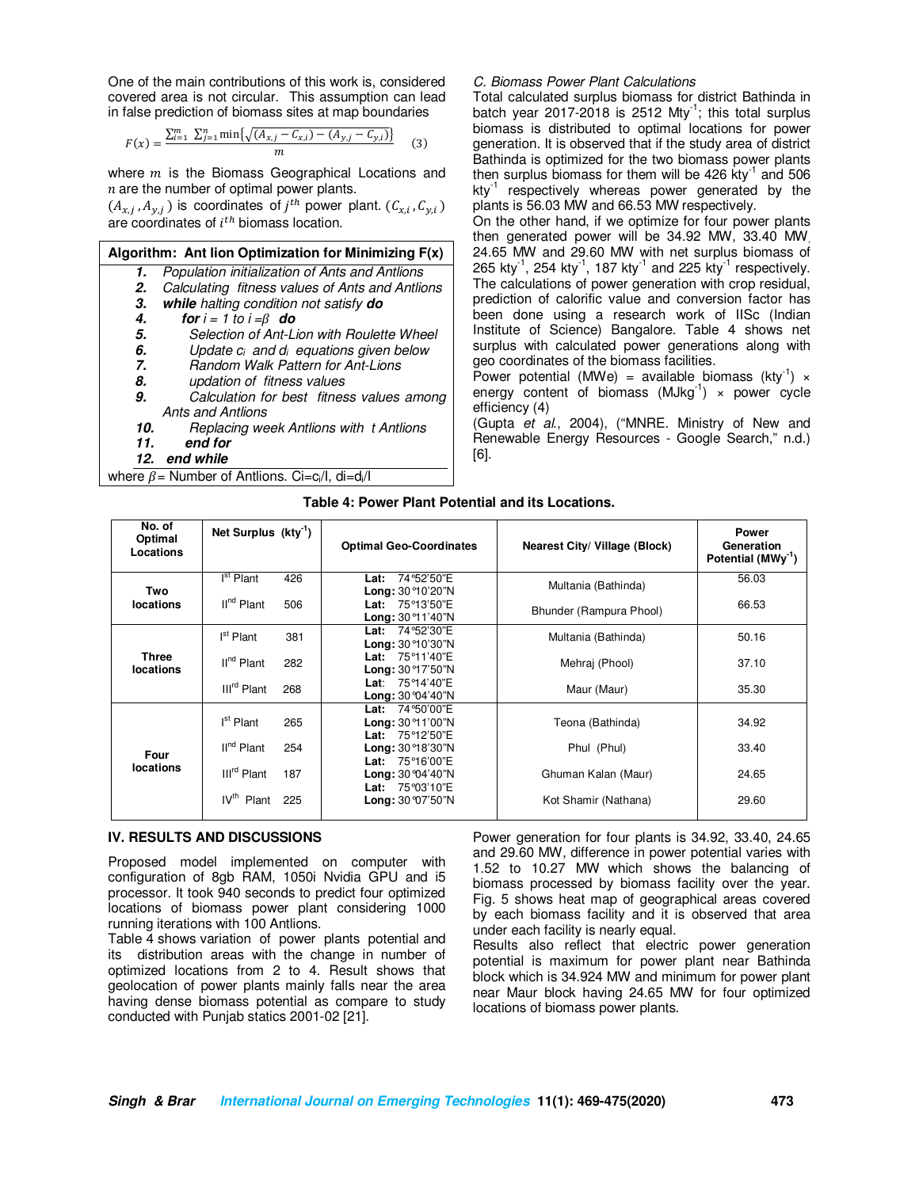One of the main contributions of this work is, considered covered area is not circular. This assumption can lead in false prediction of biomass sites at map boundaries

$$F(x) = \frac{\sum_{i=1}^{m} \sum_{j=1}^{n} \min\{\sqrt{(A_{x,j} - C_{x,i}) - (A_{y,j} - C_{y,i})}\}}{m} \quad (3)$$

where $m$ is the Biomass Geographical Locations and $n$ are the number of optimal power plants.

$(A_{x,j}, A_{y,j})$ is coordinates of $j^{th}$ power plant. $(C_{x,i}, C_{y,i})$ are coordinates of $i^{th}$ biomass location.

| **Algorithm: Ant lion Optimization for Minimizing F(x)** |
|---|
| ***1.*** *Population initialization of Ants and Antlions* |
| ***2.*** *Calculating fitness values of Ants and Antlions* |
| ***3.*** ***while*** *halting condition not satisfy* ***do*** |
| ***4.*** ***for*** *i = 1 to i =β* ***do*** |
| ***5.*** *Selection of Ant-Lion with Roulette Wheel* |
| ***6.*** *Update $c_i$ and $d_i$ equations given below* |
| ***7.*** *Random Walk Pattern for Ant-Lions* |
| ***8.*** *updation of fitness values* |
| ***9.*** *Calculation for best fitness values among Ants and Antlions* |
| ***10.*** *Replacing week Antlions with t Antlions* |
| ***11.*** ***end for*** |
| ***12.*** ***end while*** |
| where $\beta$ = Number of Antlions. $C_i=c_i/I$, $d_i=d_i/I$ |

*C. Biomass Power Plant Calculations*

Total calculated surplus biomass for district Bathinda in batch year 2017-2018 is 2512 Mty$^{-1}$; this total surplus biomass is distributed to optimal locations for power generation. It is observed that if the study area of district Bathinda is optimized for the two biomass power plants then surplus biomass for them will be 426 kty$^{-1}$ and 506 kty$^{-1}$ respectively whereas power generated by the plants is 56.03 MW and 66.53 MW respectively.

On the other hand, if we optimize for four power plants then generated power will be 34.92 MW, 33.40 MW, 24.65 MW and 29.60 MW with net surplus biomass of 265 kty$^{-1}$, 254 kty$^{-1}$, 187 kty$^{-1}$ and 225 kty$^{-1}$ respectively. The calculations of power generation with crop residual, prediction of calorific value and conversion factor has been done using a research work of IISc (Indian Institute of Science) Bangalore. Table 4 shows net surplus with calculated power generations along with geo coordinates of the biomass facilities.

Power potential (MWe) = available biomass (kty$^{-1}$) × energy content of biomass (MJkg$^{-1}$) × power cycle efficiency (4)

(Gupta *et al.*, 2004), ("MNRE. Ministry of New and Renewable Energy Resources - Google Search," n.d.) [6].

**Table 4: Power Plant Potential and its Locations.**

| No. of Optimal Locations | Net Surplus (kty$^{-1}$) | | Optimal Geo-Coordinates | Nearest City/ Village (Block) | Power Generation Potential (MWy$^{-1}$) |
|---|---|---|---|---|---|
| Two locations | I$^{st}$ Plant | 426 | **Lat:** 74°52'50"E **Long:** 30°10'20"N | Multania (Bathinda) | 56.03 |
| | II$^{nd}$ Plant | 506 | **Lat:** 75°13'50"E **Long:** 30°11'40"N | Bhunder (Rampura Phool) | 66.53 |
| Three locations | I$^{st}$ Plant | 381 | **Lat:** 74°52'30"E **Long:** 30°10'30"N | Multania (Bathinda) | 50.16 |
| | II$^{nd}$ Plant | 282 | **Lat:** 75°11'40"E **Long:** 30°17'50"N | Mehraj (Phool) | 37.10 |
| | III$^{rd}$ Plant | 268 | **Lat:** 75°14'40"E **Long:** 30°04'40"N | Maur (Maur) | 35.30 |
| Four locations | I$^{st}$ Plant | 265 | **Lat:** 74°50'00"E **Long:** 30°11'00"N | Teona (Bathinda) | 34.92 |
| | II$^{nd}$ Plant | 254 | **Lat:** 75°12'50"E **Long:** 30°18'30"N | Phul (Phul) | 33.40 |
| | III$^{rd}$ Plant | 187 | **Lat:** 75°16'00"E **Long:** 30°04'40"N | Ghuman Kalan (Maur) | 24.65 |
| | IV$^{th}$ Plant | 225 | **Lat:** 75°03'10"E **Long:** 30°07'50"N | Kot Shamir (Nathana) | 29.60 |

## IV. RESULTS AND DISCUSSIONS

Proposed model implemented on computer with configuration of 8gb RAM, 1050i Nvidia GPU and i5 processor. It took 940 seconds to predict four optimized locations of biomass power plant considering 1000 running iterations with 100 Antlions.

Table 4 shows variation of power plants potential and its distribution areas with the change in number of optimized locations from 2 to 4. Result shows that geolocation of power plants mainly falls near the area having dense biomass potential as compare to study conducted with Punjab statics 2001-02 [21].

Power generation for four plants is 34.92, 33.40, 24.65 and 29.60 MW, difference in power potential varies with 1.52 to 10.27 MW which shows the balancing of biomass processed by biomass facility over the year. Fig. 5 shows heat map of geographical areas covered by each biomass facility and it is observed that area under each facility is nearly equal.

Results also reflect that electric power generation potential is maximum for power plant near Bathinda block which is 34.924 MW and minimum for power plant near Maur block having 24.65 MW for four optimized locations of biomass power plants.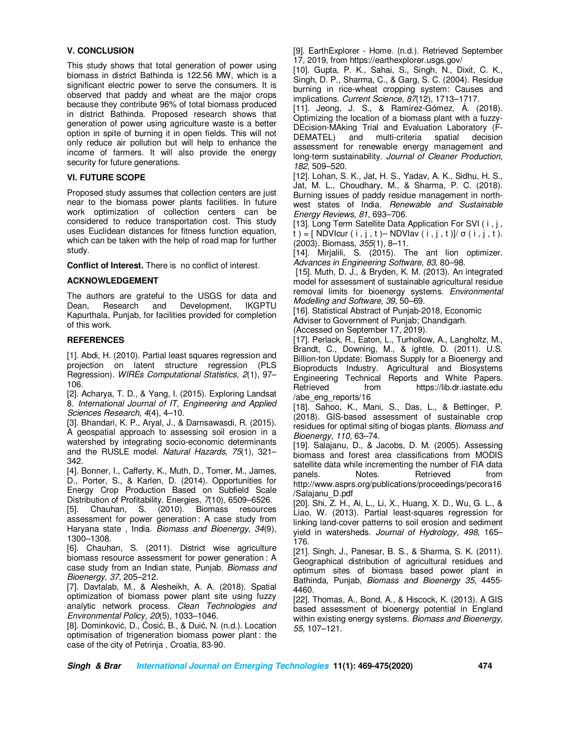## V. CONCLUSION

This study shows that total generation of power using biomass in district Bathinda is 122.56 MW, which is a significant electric power to serve the consumers. It is observed that paddy and wheat are the major crops because they contribute 96% of total biomass produced in district Bathinda. Proposed research shows that generation of power using agriculture waste is a better option in spite of burning it in open fields. This will not only reduce air pollution but will help to enhance the income of farmers. It will also provide the energy security for future generations.

## VI. FUTURE SCOPE

Proposed study assumes that collection centers are just near to the biomass power plants facilities. In future work optimization of collection centers can be considered to reduce transportation cost. This study uses Euclidean distances for fitness function equation, which can be taken with the help of road map for further study.

**Conflict of Interest.** There is no conflict of interest.

## ACKNOWLEDGEMENT

The authors are grateful to the USGS for data and Dean, Research and Development, IKGPTU Kapurthala, Punjab, for facilities provided for completion of this work.

## REFERENCES

[1]. Abdi, H. (2010). Partial least squares regression and projection on latent structure regression (PLS Regression). *WIREs Computational Statistics, 2*(1), 97–106.

[2]. Acharya, T. D., & Yang, I. (2015). Exploring Landsat 8. *International Journal of IT, Engineering and Applied Sciences Research, 4*(4), 4–10.

[3]. Bhandari, K. P., Aryal, J., & Darnsawasdi, R. (2015). A geospatial approach to assessing soil erosion in a watershed by integrating socio-economic determinants and the RUSLE model. *Natural Hazards, 75*(1), 321–342.

[4]. Bonner, I., Cafferty, K., Muth, D., Tomer, M., James, D., Porter, S., & Karlen, D. (2014). Opportunities for Energy Crop Production Based on Subfield Scale Distribution of Profitability. Energies, *7*(10), 6509–6526.

[5]. Chauhan, S. (2010). Biomass resources assessment for power generation : A case study from Haryana state , India. *Biomass and Bioenergy, 34*(9), 1300–1308.

[6]. Chauhan, S. (2011). District wise agriculture biomass resource assessment for power generation : A case study from an Indian state, Punjab. *Biomass and Bioenergy*, *37*, 205–212.

[7]. Davtalab, M., & Alesheikh, A. A. (2018). Spatial optimization of biomass power plant site using fuzzy analytic network process. *Clean Technologies and Environmental Policy, 20*(5), 1033–1046.

[8]. Dominković, D., Ćosić, B., & Duić, N. (n.d.). Location optimisation of trigeneration biomass power plant : the case of the city of Petrinja , Croatia, 83-90.

[9]. EarthExplorer - Home. (n.d.). Retrieved September 17, 2019, from https://earthexplorer.usgs.gov/

[10]. Gupta, P. K., Sahai, S., Singh, N., Dixit, C. K., Singh, D. P., Sharma, C., & Garg, S. C. (2004). Residue burning in rice-wheat cropping system: Causes and implications. *Current Science, 87*(12), 1713–1717.

[11]. Jeong, J. S., & Ramírez-Gómez, Á. (2018). Optimizing the location of a biomass plant with a fuzzy-DEcision-MAking Trial and Evaluation Laboratory (F-DEMATEL) and multi-criteria spatial decision assessment for renewable energy management and long-term sustainability. *Journal of Cleaner Production, 182*, 509–520.

[12]. Lohan, S. K., Jat, H. S., Yadav, A. K., Sidhu, H. S., Jat, M. L., Choudhary, M., & Sharma, P. C. (2018). Burning issues of paddy residue management in north-west states of India. *Renewable and Sustainable Energy Reviews, 81*, 693–706.

[13]. Long Term Satellite Data Application For SVI ( i , j , t ) = [ NDVIcur ( i , j , t )– NDVIav ( i , j , t )]/ σ ( i , j , t ). (2003). Biomass, *355*(1), 8–11.

[14]. Mirjalili, S. (2015). The ant lion optimizer. *Advances in Engineering Software, 83*, 80–98.

[15]. Muth, D. J., & Bryden, K. M. (2013). An integrated model for assessment of sustainable agricultural residue removal limits for bioenergy systems. *Environmental Modelling and Software, 39*, 50–69.

[16]. Statistical Abstract of Punjab-2018, Economic Adviser to Government of Punjab; Chandigarh. (Accessed on September 17, 2019).

[17]. Perlack, R., Eaton, L., Turhollow, A., Langholtz, M., Brandt, C., Downing, M., & ightle, D. (2011). U.S. Billion-ton Update: Biomass Supply for a Bioenergy and Bioproducts Industry. Agricultural and Biosystems Engineering Technical Reports and White Papers. Retrieved from https://lib.dr.iastate.edu /abe_eng_reports/16

[18]. Sahoo, K., Mani, S., Das, L., & Bettinger, P. (2018). GIS-based assessment of sustainable crop residues for optimal siting of biogas plants. *Biomass and Bioenergy, 110*, 63–74.

[19]. Salajanu, D., & Jacobs, D. M. (2005). Assessing biomass and forest area classifications from MODIS satellite data while incrementing the number of FIA data panels. Notes. Retrieved from http://www.asprs.org/publications/proceedings/pecora16 /Salajanu_D.pdf

[20]. Shi, Z. H., Ai, L., Li, X., Huang, X. D., Wu, G. L., & Liao, W. (2013). Partial least-squares regression for linking land-cover patterns to soil erosion and sediment yield in watersheds. *Journal of Hydrology, 498*, 165–176.

[21]. Singh, J., Panesar, B. S., & Sharma, S. K. (2011). Geographical distribution of agricultural residues and optimum sites of biomass based power plant in Bathinda, Punjab*, Biomass and Bioenergy 35*, 4455-4460.

[22]. Thomas, A., Bond, A., & Hiscock, K. (2013). A GIS based assessment of bioenergy potential in England within existing energy systems. *Biomass and Bioenergy, 55*, 107–121.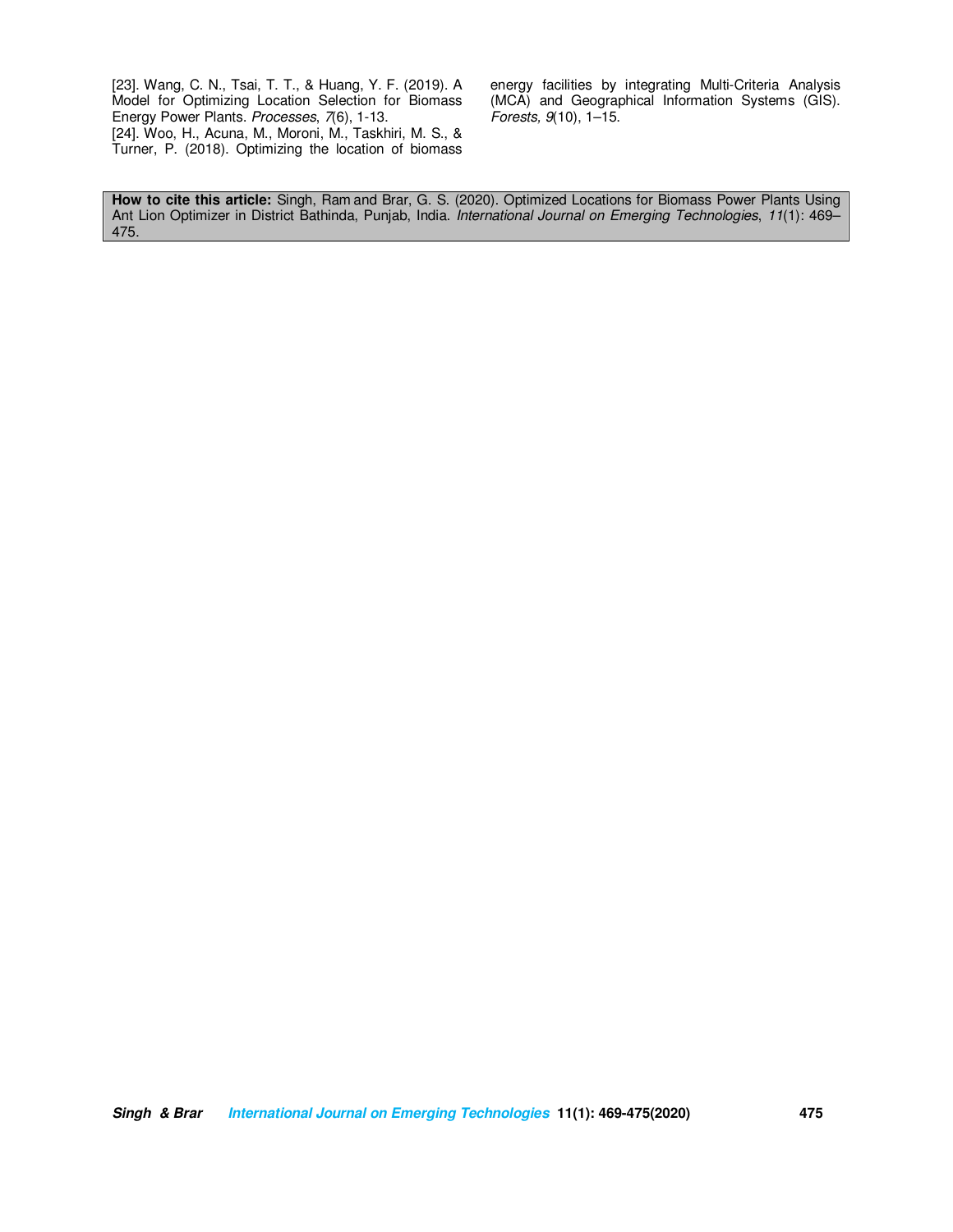[23]. Wang, C. N., Tsai, T. T., & Huang, Y. F. (2019). A Model for Optimizing Location Selection for Biomass Energy Power Plants. *Processes*, *7*(6), 1-13.

[24]. Woo, H., Acuna, M., Moroni, M., Taskhiri, M. S., & Turner, P. (2018). Optimizing the location of biomass energy facilities by integrating Multi-Criteria Analysis (MCA) and Geographical Information Systems (GIS). *Forests, 9*(10), 1–15.

**How to cite this article:** Singh, Ram and Brar, G. S. (2020). Optimized Locations for Biomass Power Plants Using Ant Lion Optimizer in District Bathinda, Punjab, India. *International Journal on Emerging Technologies*, *11*(1): 469–475.